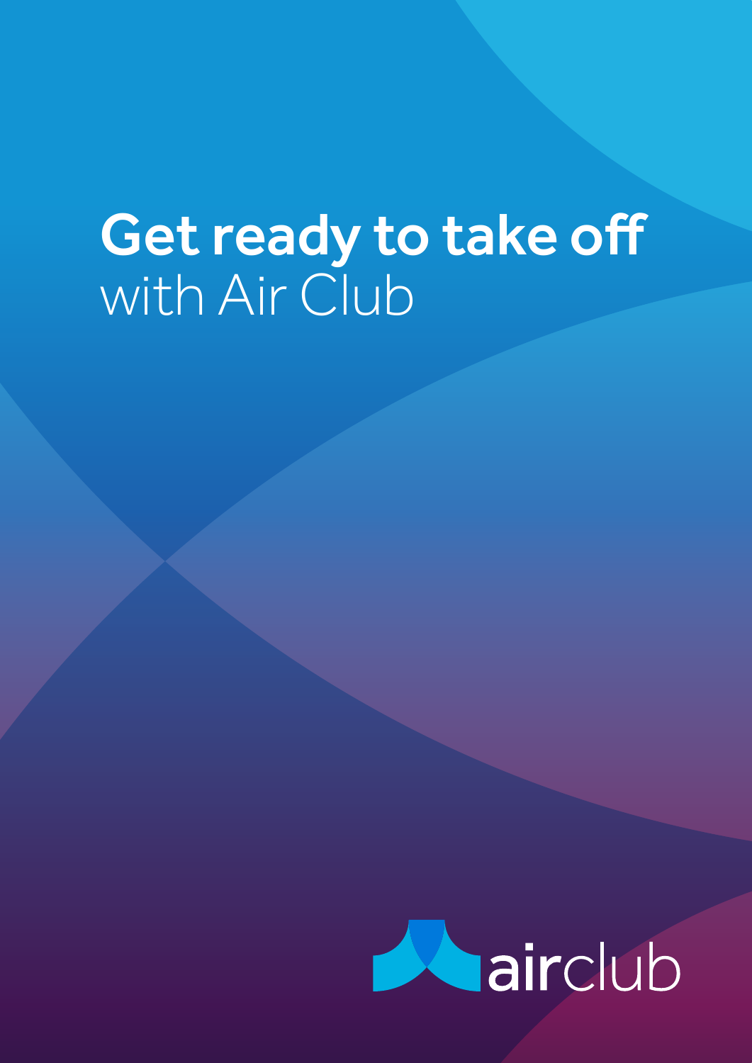# **Get ready to take off** with Air Club

airclub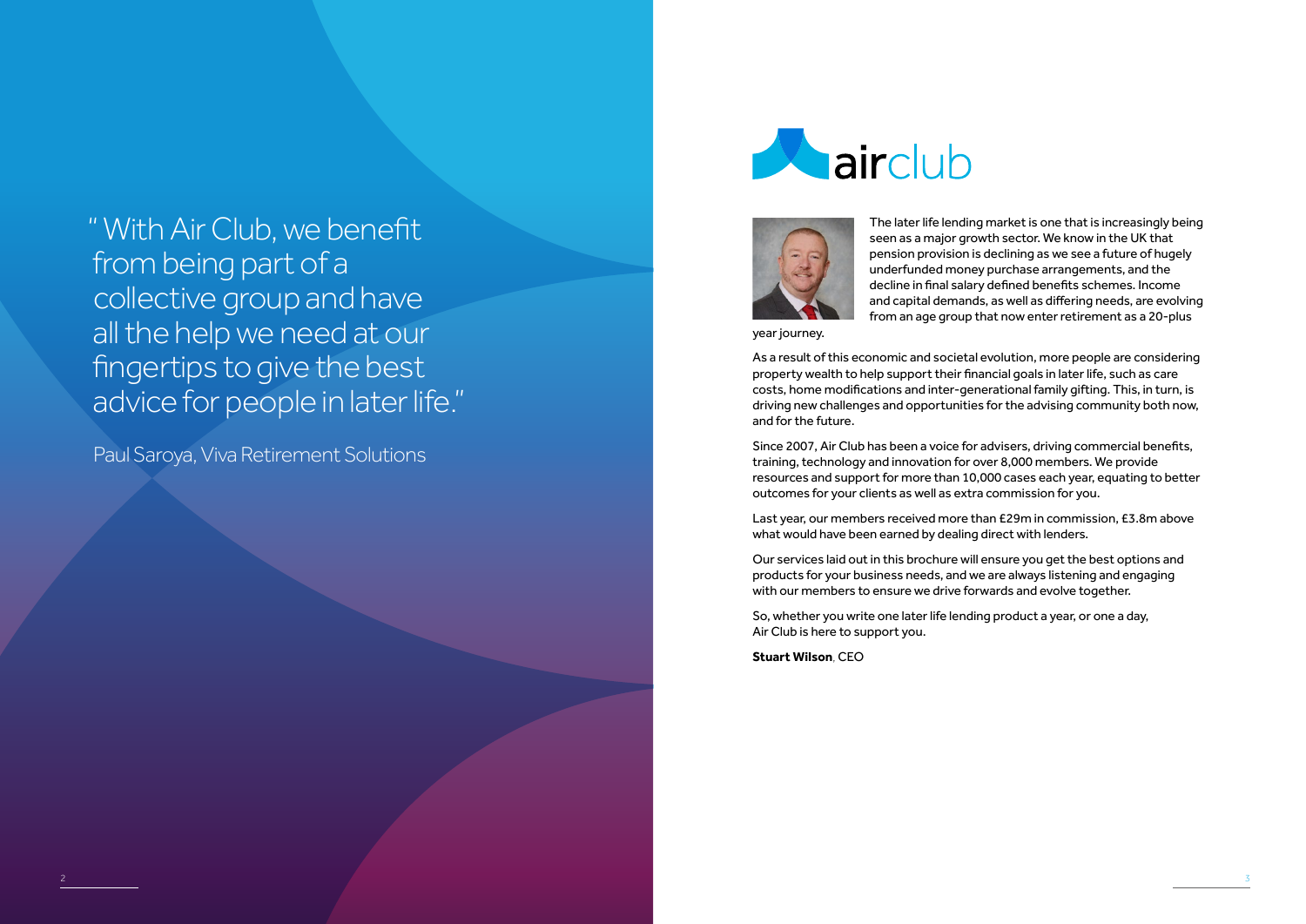> "With Air Club, we benefit from being part of a collective group and have all the help we need at our fingertips to give the best advice for people in later life."
>
> Paul Saroya, Viva Retirement Solutions

# airclub

The later life lending market is one that is increasingly being seen as a major growth sector. We know in the UK that pension provision is declining as we see a future of hugely underfunded money purchase arrangements, and the decline in final salary defined benefits schemes. Income and capital demands, as well as differing needs, are evolving from an age group that now enter retirement as a 20-plus year journey.

As a result of this economic and societal evolution, more people are considering property wealth to help support their financial goals in later life, such as care costs, home modifications and inter-generational family gifting. This, in turn, is driving new challenges and opportunities for the advising community both now, and for the future.

Since 2007, Air Club has been a voice for advisers, driving commercial benefits, training, technology and innovation for over 8,000 members. We provide resources and support for more than 10,000 cases each year, equating to better outcomes for your clients as well as extra commission for you.

Last year, our members received more than £29m in commission, £3.8m above what would have been earned by dealing direct with lenders.

Our services laid out in this brochure will ensure you get the best options and products for your business needs, and we are always listening and engaging with our members to ensure we drive forwards and evolve together.

So, whether you write one later life lending product a year, or one a day, Air Club is here to support you.

**Stuart Wilson**, CEO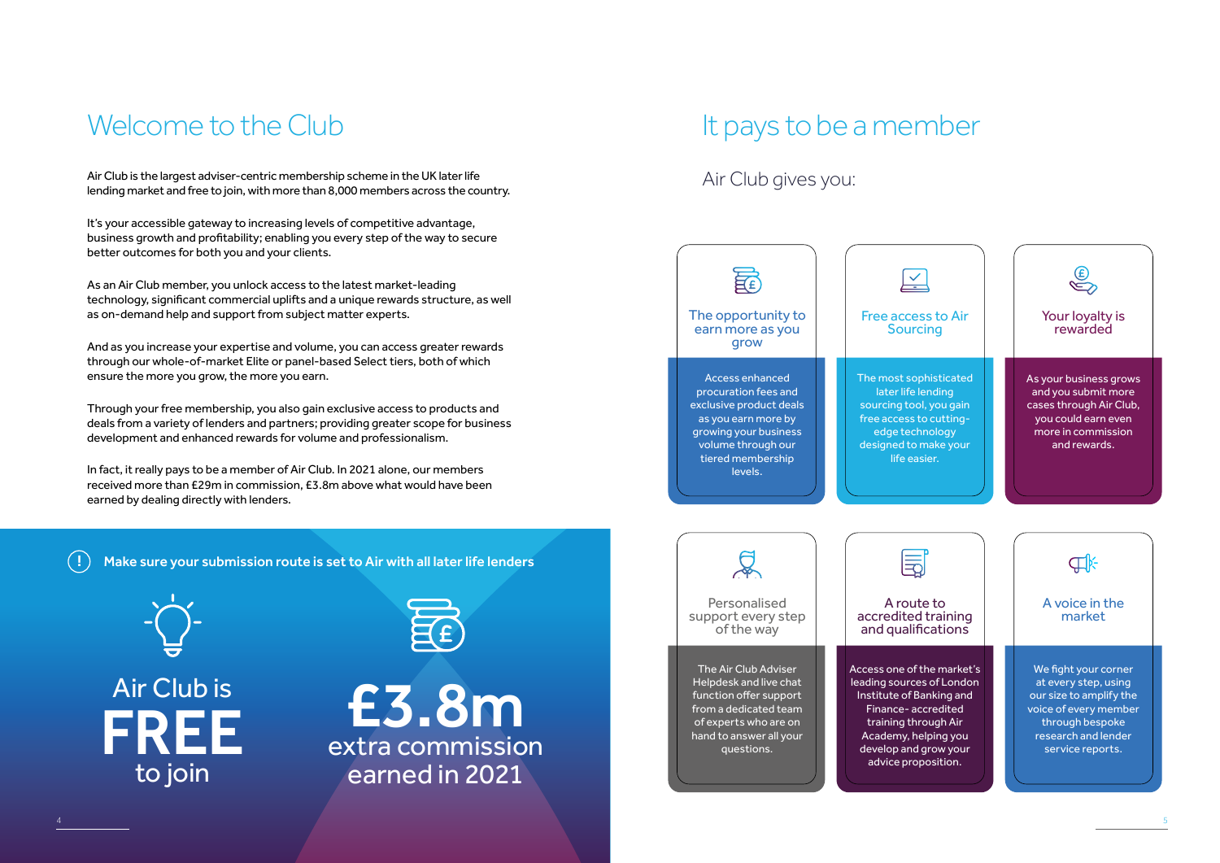# Welcome to the Club

Air Club is the largest adviser-centric membership scheme in the UK later life lending market and free to join, with more than 8,000 members across the country.

It's your accessible gateway to increasing levels of competitive advantage, business growth and profitability; enabling you every step of the way to secure better outcomes for both you and your clients.

As an Air Club member, you unlock access to the latest market-leading technology, significant commercial uplifts and a unique rewards structure, as well as on-demand help and support from subject matter experts.

And as you increase your expertise and volume, you can access greater rewards through our whole-of-market Elite or panel-based Select tiers, both of which ensure the more you grow, the more you earn.

Through your free membership, you also gain exclusive access to products and deals from a variety of lenders and partners; providing greater scope for business development and enhanced rewards for volume and professionalism.

In fact, it really pays to be a member of Air Club. In 2021 alone, our members received more than £29m in commission, £3.8m above what would have been earned by dealing directly with lenders.

**Make sure your submission route is set to Air with all later life lenders**

Air Club is **FREE** to join

**£3.8m** extra commission earned in 2021

# It pays to be a member

## Air Club gives you:

### The opportunity to earn more as you grow

Access enhanced procuration fees and exclusive product deals as you earn more by growing your business volume through our tiered membership levels.

### Free access to Air Sourcing

The most sophisticated later life lending sourcing tool, you gain free access to cutting-edge technology designed to make your life easier.

### Your loyalty is rewarded

As your business grows and you submit more cases through Air Club, you could earn even more in commission and rewards.

### Personalised support every step of the way

The Air Club Adviser Helpdesk and live chat function offer support from a dedicated team of experts who are on hand to answer all your questions.

### A route to accredited training and qualifications

Access one of the market's leading sources of London Institute of Banking and Finance- accredited training through Air Academy, helping you develop and grow your advice proposition.

### A voice in the market

We fight your corner at every step, using our size to amplify the voice of every member through bespoke research and lender service reports.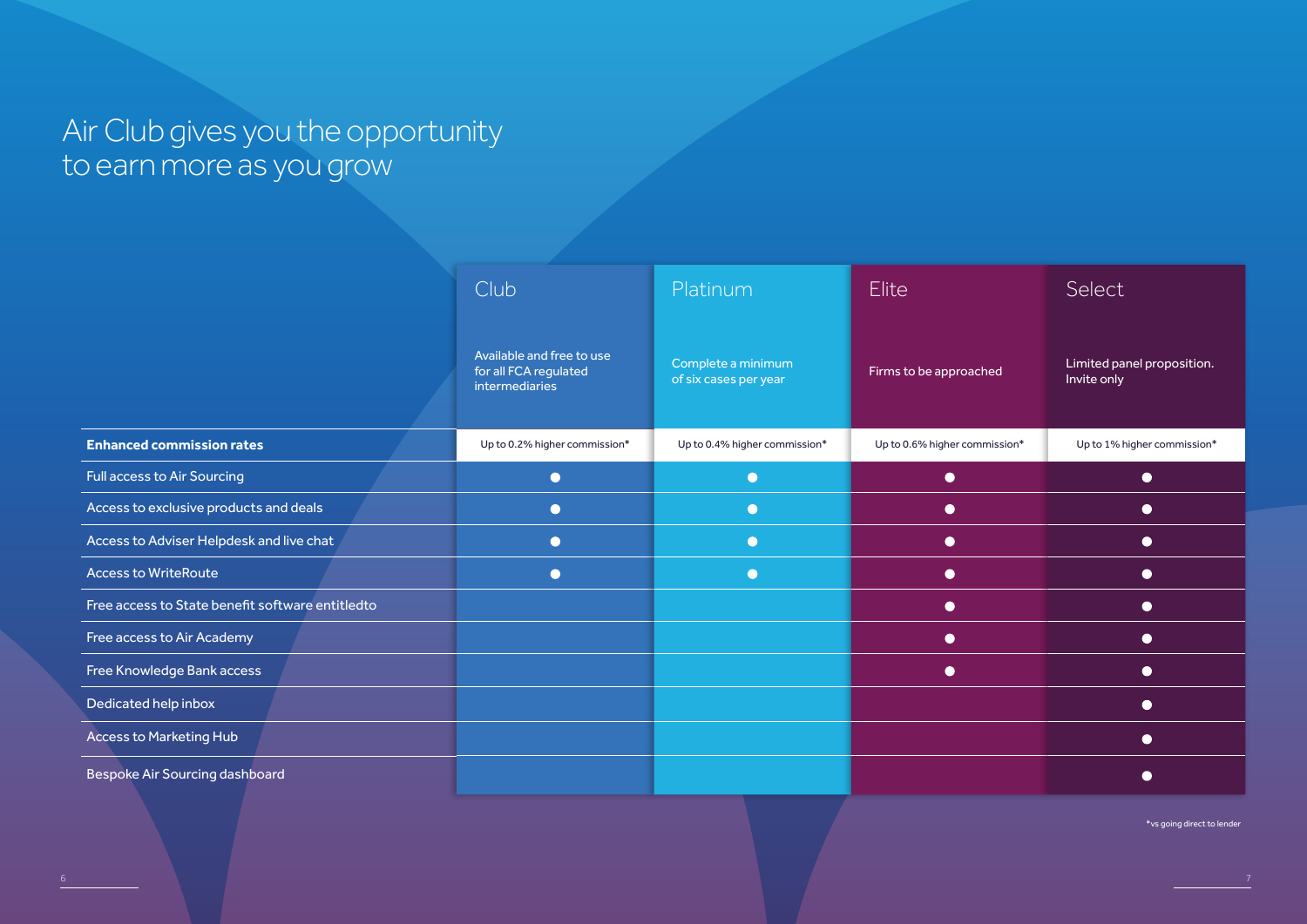# Air Club gives you the opportunity to earn more as you grow

| | Club<br>Available and free to use for all FCA regulated intermediaries | Platinum<br>Complete a minimum of six cases per year | Elite<br>Firms to be approached | Select<br>Limited panel proposition. Invite only |
|---|---|---|---|---|
| **Enhanced commission rates** | Up to 0.2% higher commission* | Up to 0.4% higher commission* | Up to 0.6% higher commission* | Up to 1% higher commission* |
| Full access to Air Sourcing | ● | ● | ● | ● |
| Access to exclusive products and deals | ● | ● | ● | ● |
| Access to Adviser Helpdesk and live chat | ● | ● | ● | ● |
| Access to WriteRoute | ● | ● | ● | ● |
| Free access to State benefit software entitledto | | | ● | ● |
| Free access to Air Academy | | | ● | ● |
| Free Knowledge Bank access | | | ● | ● |
| Dedicated help inbox | | | | ● |
| Access to Marketing Hub | | | | ● |
| Bespoke Air Sourcing dashboard | | | | ● |

*vs going direct to lender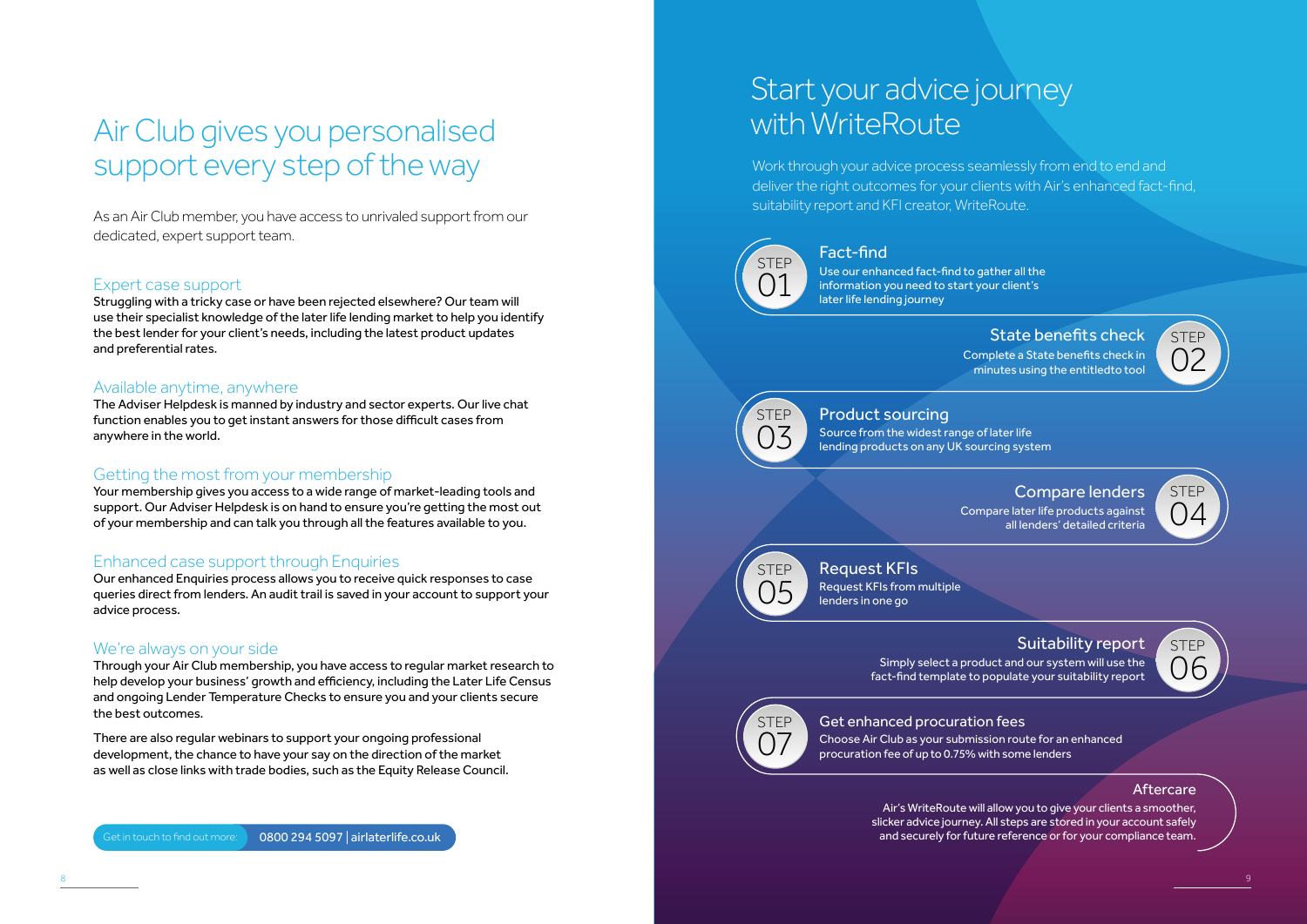# Air Club gives you personalised support every step of the way

As an Air Club member, you have access to unrivaled support from our dedicated, expert support team.

## Expert case support

Struggling with a tricky case or have been rejected elsewhere? Our team will use their specialist knowledge of the later life lending market to help you identify the best lender for your client's needs, including the latest product updates and preferential rates.

## Available anytime, anywhere

The Adviser Helpdesk is manned by industry and sector experts. Our live chat function enables you to get instant answers for those difficult cases from anywhere in the world.

## Getting the most from your membership

Your membership gives you access to a wide range of market-leading tools and support. Our Adviser Helpdesk is on hand to ensure you're getting the most out of your membership and can talk you through all the features available to you.

## Enhanced case support through Enquiries

Our enhanced Enquiries process allows you to receive quick responses to case queries direct from lenders. An audit trail is saved in your account to support your advice process.

## We're always on your side

Through your Air Club membership, you have access to regular market research to help develop your business' growth and efficiency, including the Later Life Census and ongoing Lender Temperature Checks to ensure you and your clients secure the best outcomes.

There are also regular webinars to support your ongoing professional development, the chance to have your say on the direction of the market as well as close links with trade bodies, such as the Equity Release Council.

Get in touch to find out more: 0800 294 5097 | airlaterlife.co.uk

# Start your advice journey with WriteRoute

Work through your advice process seamlessly from end to end and deliver the right outcomes for your clients with Air's enhanced fact-find, suitability report and KFI creator, WriteRoute.

### STEP 01 – Fact-find

Use our enhanced fact-find to gather all the information you need to start your client's later life lending journey

### STEP 02 – State benefits check

Complete a State benefits check in minutes using the entitledto tool

### STEP 03 – Product sourcing

Source from the widest range of later life lending products on any UK sourcing system

### STEP 04 – Compare lenders

Compare later life products against all lenders' detailed criteria

### STEP 05 – Request KFIs

Request KFIs from multiple lenders in one go

### STEP 06 – Suitability report

Simply select a product and our system will use the fact-find template to populate your suitability report

### STEP 07 – Get enhanced procuration fees

Choose Air Club as your submission route for an enhanced procuration fee of up to 0.75% with some lenders

### Aftercare

Air's WriteRoute will allow you to give your clients a smoother, slicker advice journey. All steps are stored in your account safely and securely for future reference or for your compliance team.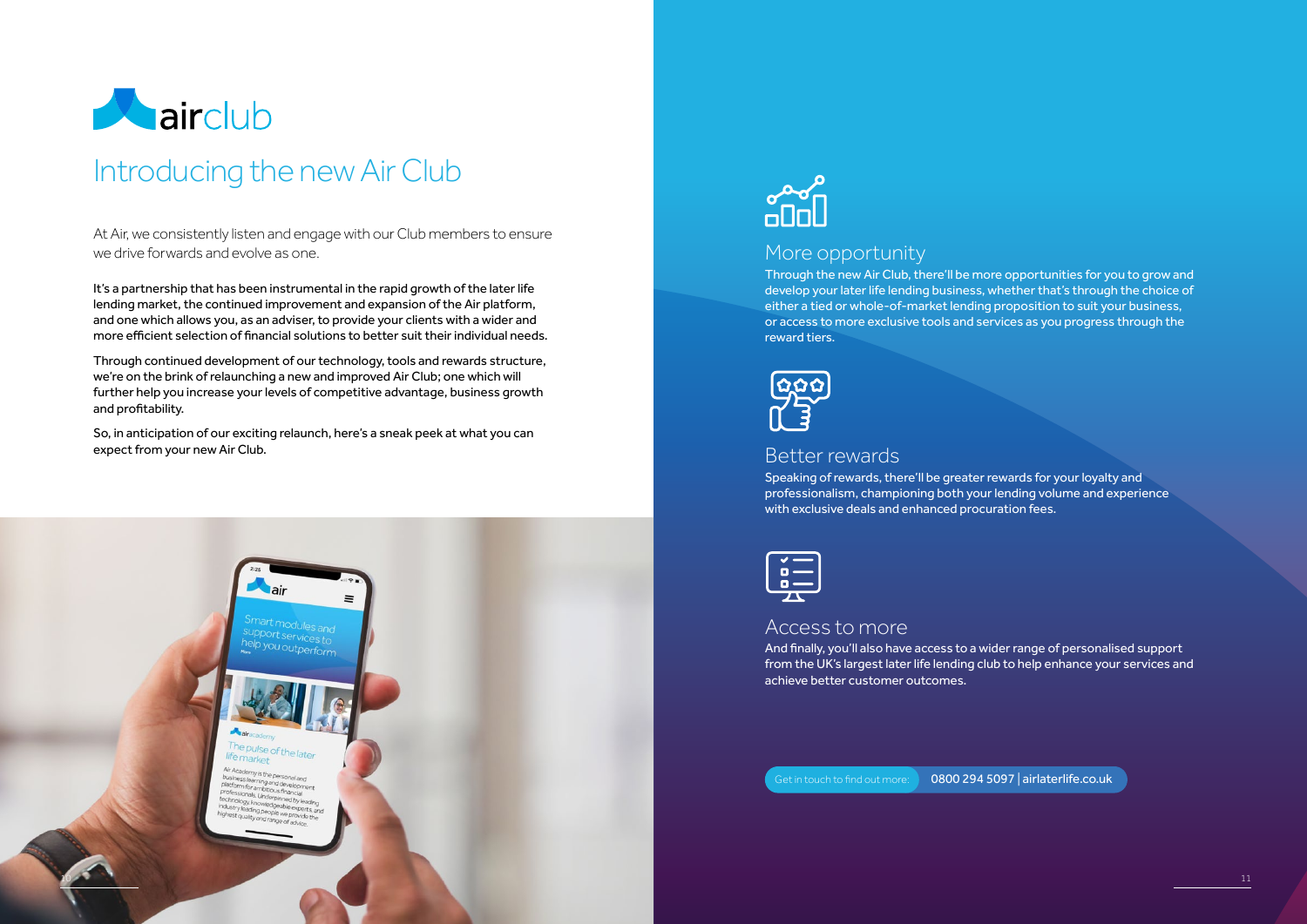# Introducing the new Air Club

At Air, we consistently listen and engage with our Club members to ensure we drive forwards and evolve as one.

It's a partnership that has been instrumental in the rapid growth of the later life lending market, the continued improvement and expansion of the Air platform, and one which allows you, as an adviser, to provide your clients with a wider and more efficient selection of financial solutions to better suit their individual needs.

Through continued development of our technology, tools and rewards structure, we're on the brink of relaunching a new and improved Air Club; one which will further help you increase your levels of competitive advantage, business growth and profitability.

So, in anticipation of our exciting relaunch, here's a sneak peek at what you can expect from your new Air Club.

## More opportunity

Through the new Air Club, there'll be more opportunities for you to grow and develop your later life lending business, whether that's through the choice of either a tied or whole-of-market lending proposition to suit your business, or access to more exclusive tools and services as you progress through the reward tiers.

## Better rewards

Speaking of rewards, there'll be greater rewards for your loyalty and professionalism, championing both your lending volume and experience with exclusive deals and enhanced procuration fees.

## Access to more

And finally, you'll also have access to a wider range of personalised support from the UK's largest later life lending club to help enhance your services and achieve better customer outcomes.

Get in touch to find out more: 0800 294 5097 | airlaterlife.co.uk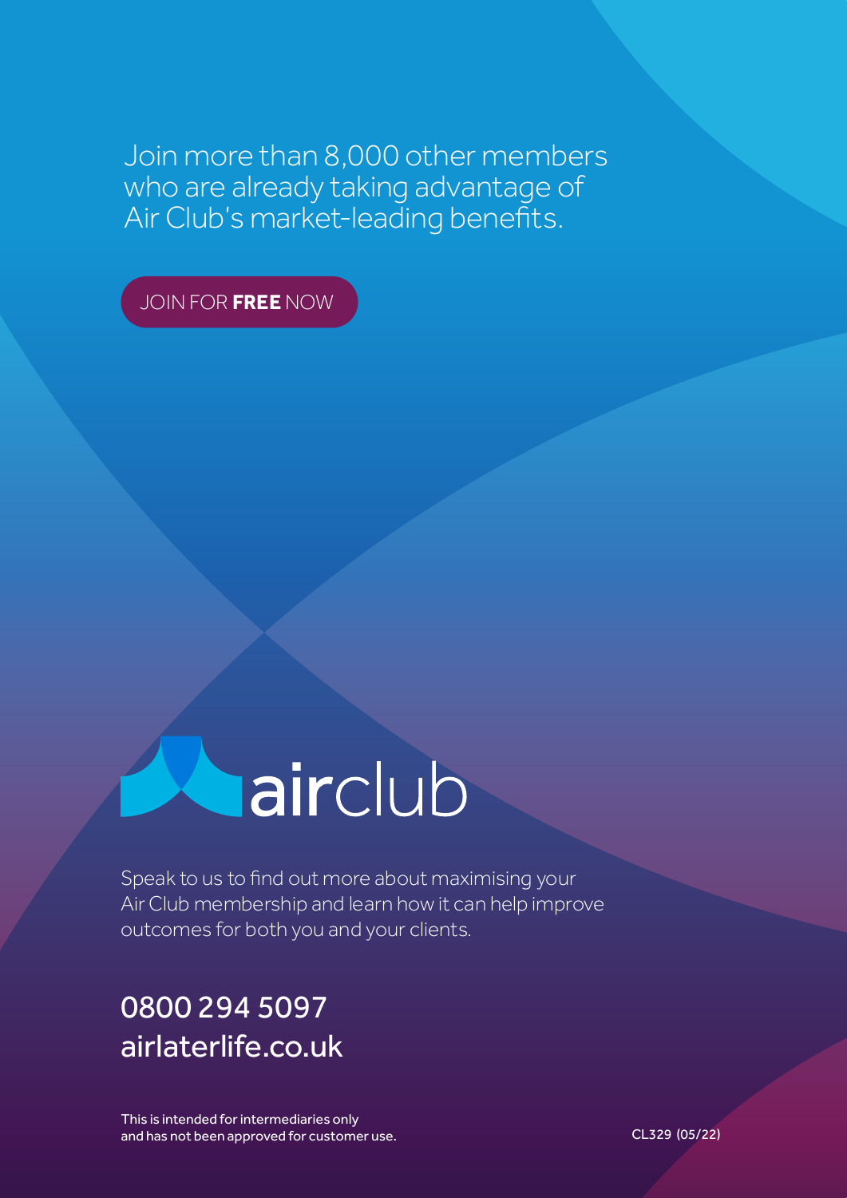Join more than 8,000 other members who are already taking advantage of Air Club's market-leading benefits.

JOIN FOR **FREE** NOW

airclub

Speak to us to find out more about maximising your Air Club membership and learn how it can help improve outcomes for both you and your clients.

0800 294 5097
airlaterlife.co.uk

This is intended for intermediaries only and has not been approved for customer use.

CL329 (05/22)